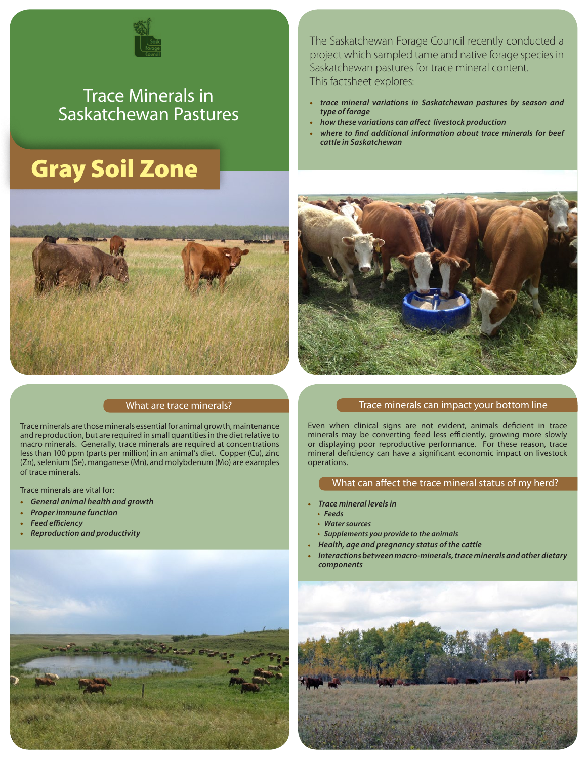# Trace Minerals in Saskatchewan Pastures

## Gray Soil Zone

The Saskatchewan Forage Council recently conducted a project which sampled tame and native forage species in Saskatchewan pastures for trace mineral content. This factsheet explores:

- *trace mineral variations in Saskatchewan pastures by season and type of forage*
- *how these variations can affect livestock production*
- *where to find additional information about trace minerals for beef cattle in Saskatchewan*

### What are trace minerals?

Trace minerals are those minerals essential for animal growth, maintenance and reproduction, but are required in small quantities in the diet relative to macro minerals. Generally, trace minerals are required at concentrations less than 100 ppm (parts per million) in an animal's diet. Copper (Cu), zinc (Zn), selenium (Se), manganese (Mn), and molybdenum (Mo) are examples of trace minerals.

Trace minerals are vital for:

- ***General animal health and growth***
- ***Proper immune function***
- ***Feed efficiency***
- ***Reproduction and productivity***

### Trace minerals can impact your bottom line

Even when clinical signs are not evident, animals deficient in trace minerals may be converting feed less efficiently, growing more slowly or displaying poor reproductive performance. For these reason, trace mineral deficiency can have a significant economic impact on livestock operations.

### What can affect the trace mineral status of my herd?

- ***Trace mineral levels in***
  - ***Feeds***
  - ***Water sources***
  - ***Supplements you provide to the animals***
- ***Health, age and pregnancy status of the cattle***
- ***Interactions between macro-minerals, trace minerals and other dietary components***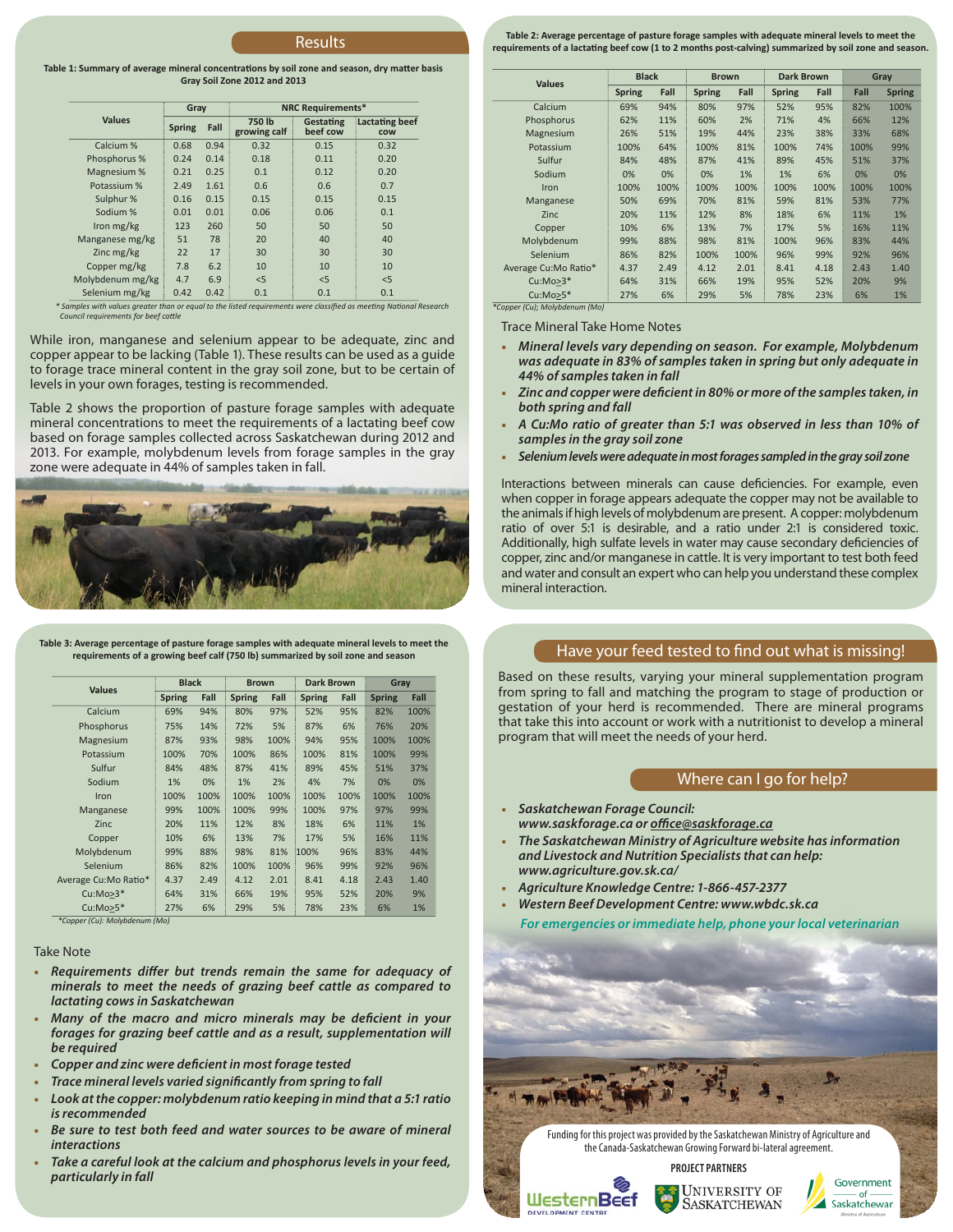## Results

**Table 1: Summary of average mineral concentrations by soil zone and season, dry matter basis Gray Soil Zone 2012 and 2013**

| Values | Gray | | NRC Requirements* | | |
|---|---|---|---|---|---|
| | Spring | Fall | 750 lb growing calf | Gestating beef cow | Lactating beef cow |
| Calcium % | 0.68 | 0.94 | 0.32 | 0.15 | 0.32 |
| Phosphorus % | 0.24 | 0.14 | 0.18 | 0.11 | 0.20 |
| Magnesium % | 0.21 | 0.25 | 0.1 | 0.12 | 0.20 |
| Potassium % | 2.49 | 1.61 | 0.6 | 0.6 | 0.7 |
| Sulphur % | 0.16 | 0.15 | 0.15 | 0.15 | 0.15 |
| Sodium % | 0.01 | 0.01 | 0.06 | 0.06 | 0.1 |
| Iron mg/kg | 123 | 260 | 50 | 50 | 50 |
| Manganese mg/kg | 51 | 78 | 20 | 40 | 40 |
| Zinc mg/kg | 22 | 17 | 30 | 30 | 30 |
| Copper mg/kg | 7.8 | 6.2 | 10 | 10 | 10 |
| Molybdenum mg/kg | 4.7 | 6.9 | <5 | <5 | <5 |
| Selenium mg/kg | 0.42 | 0.42 | 0.1 | 0.1 | 0.1 |

*\* Samples with values greater than or equal to the listed requirements were classified as meeting National Research Council requirements for beef cattle*

While iron, manganese and selenium appear to be adequate, zinc and copper appear to be lacking (Table 1). These results can be used as a guide to forage trace mineral content in the gray soil zone, but to be certain of levels in your own forages, testing is recommended.

Table 2 shows the proportion of pasture forage samples with adequate mineral concentrations to meet the requirements of a lactating beef cow based on forage samples collected across Saskatchewan during 2012 and 2013. For example, molybdenum levels from forage samples in the gray zone were adequate in 44% of samples taken in fall.

**Table 2: Average percentage of pasture forage samples with adequate mineral levels to meet the requirements of a lactating beef cow (1 to 2 months post-calving) summarized by soil zone and season.**

| Values | Black | | Brown | | Dark Brown | | Gray | |
|---|---|---|---|---|---|---|---|---|
| | Spring | Fall | Spring | Fall | Spring | Fall | Fall | Spring |
| Calcium | 69% | 94% | 80% | 97% | 52% | 95% | 82% | 100% |
| Phosphorus | 62% | 11% | 60% | 2% | 71% | 4% | 66% | 12% |
| Magnesium | 26% | 51% | 19% | 44% | 23% | 38% | 33% | 68% |
| Potassium | 100% | 64% | 100% | 81% | 100% | 74% | 100% | 99% |
| Sulfur | 84% | 48% | 87% | 41% | 89% | 45% | 51% | 37% |
| Sodium | 0% | 0% | 0% | 1% | 1% | 6% | 0% | 0% |
| Iron | 100% | 100% | 100% | 100% | 100% | 100% | 100% | 100% |
| Manganese | 50% | 69% | 70% | 81% | 59% | 81% | 53% | 77% |
| Zinc | 20% | 11% | 12% | 8% | 18% | 6% | 11% | 1% |
| Copper | 10% | 6% | 13% | 7% | 17% | 5% | 16% | 11% |
| Molybdenum | 99% | 88% | 98% | 81% | 100% | 96% | 83% | 44% |
| Selenium | 86% | 82% | 100% | 100% | 96% | 99% | 92% | 96% |
| Average Cu:Mo Ratio* | 4.37 | 2.49 | 4.12 | 2.01 | 8.41 | 4.18 | 2.43 | 1.40 |
| Cu:Mo≥3* | 64% | 31% | 66% | 19% | 95% | 52% | 20% | 9% |
| Cu:Mo≥5* | 27% | 6% | 29% | 5% | 78% | 23% | 6% | 1% |

*\*Copper (Cu); Molybdenum (Mo)*

### Trace Mineral Take Home Notes

- ***Mineral levels vary depending on season. For example, Molybdenum was adequate in 83% of samples taken in spring but only adequate in 44% of samples taken in fall***
- ***Zinc and copper were deficient in 80% or more of the samples taken, in both spring and fall***
- ***A Cu:Mo ratio of greater than 5:1 was observed in less than 10% of samples in the gray soil zone***
- ***Selenium levels were adequate in most forages sampled in the gray soil zone***

Interactions between minerals can cause deficiencies. For example, even when copper in forage appears adequate the copper may not be available to the animals if high levels of molybdenum are present. A copper: molybdenum ratio of over 5:1 is desirable, and a ratio under 2:1 is considered toxic. Additionally, high sulfate levels in water may cause secondary deficiencies of copper, zinc and/or manganese in cattle. It is very important to test both feed and water and consult an expert who can help you understand these complex mineral interaction.

**Table 3: Average percentage of pasture forage samples with adequate mineral levels to meet the requirements of a growing beef calf (750 lb) summarized by soil zone and season**

| Values | Black | | Brown | | Dark Brown | | Gray | |
|---|---|---|---|---|---|---|---|---|
| | Spring | Fall | Spring | Fall | Spring | Fall | Spring | Fall |
| Calcium | 69% | 94% | 80% | 97% | 52% | 95% | 82% | 100% |
| Phosphorus | 75% | 14% | 72% | 5% | 87% | 6% | 76% | 20% |
| Magnesium | 87% | 93% | 98% | 100% | 94% | 95% | 100% | 100% |
| Potassium | 100% | 70% | 100% | 86% | 100% | 81% | 100% | 99% |
| Sulfur | 84% | 48% | 87% | 41% | 89% | 45% | 51% | 37% |
| Sodium | 1% | 0% | 1% | 2% | 4% | 7% | 0% | 0% |
| Iron | 100% | 100% | 100% | 100% | 100% | 100% | 100% | 100% |
| Manganese | 99% | 100% | 100% | 99% | 100% | 97% | 97% | 99% |
| Zinc | 20% | 11% | 12% | 8% | 18% | 6% | 11% | 1% |
| Copper | 10% | 6% | 13% | 7% | 17% | 5% | 16% | 11% |
| Molybdenum | 99% | 88% | 98% | 81% | 100% | 96% | 83% | 44% |
| Selenium | 86% | 82% | 100% | 100% | 96% | 99% | 92% | 96% |
| Average Cu:Mo Ratio* | 4.37 | 2.49 | 4.12 | 2.01 | 8.41 | 4.18 | 2.43 | 1.40 |
| Cu:Mo≥3* | 64% | 31% | 66% | 19% | 95% | 52% | 20% | 9% |
| Cu:Mo≥5* | 27% | 6% | 29% | 5% | 78% | 23% | 6% | 1% |

*\*Copper (Cu); Molybdenum (Mo)*

### Take Note

- ***Requirements differ but trends remain the same for adequacy of minerals to meet the needs of grazing beef cattle as compared to lactating cows in Saskatchewan***
- ***Many of the macro and micro minerals may be deficient in your forages for grazing beef cattle and as a result, supplementation will be required***
- ***Copper and zinc were deficient in most forage tested***
- ***Trace mineral levels varied significantly from spring to fall***
- ***Look at the copper: molybdenum ratio keeping in mind that a 5:1 ratio is recommended***
- ***Be sure to test both feed and water sources to be aware of mineral interactions***
- ***Take a careful look at the calcium and phosphorus levels in your feed, particularly in fall***

## Have your feed tested to find out what is missing!

Based on these results, varying your mineral supplementation program from spring to fall and matching the program to stage of production or gestation of your herd is recommended. There are mineral programs that take this into account or work with a nutritionist to develop a mineral program that will meet the needs of your herd.

## Where can I go for help?

- ***Saskatchewan Forage Council: www.saskforage.ca or office@saskforage.ca***
- ***The Saskatchewan Ministry of Agriculture website has information and Livestock and Nutrition Specialists that can help: www.agriculture.gov.sk.ca/***
- ***Agriculture Knowledge Centre: 1-866-457-2377***
- ***Western Beef Development Centre: www.wbdc.sk.ca***

*For emergencies or immediate help, phone your local veterinarian*

Funding for this project was provided by the Saskatchewan Ministry of Agriculture and the Canada-Saskatchewan Growing Forward bi-lateral agreement.

PROJECT PARTNERS

Western Beef Development Centre · University of Saskatchewan · Government of Saskatchewan Ministry of Agriculture